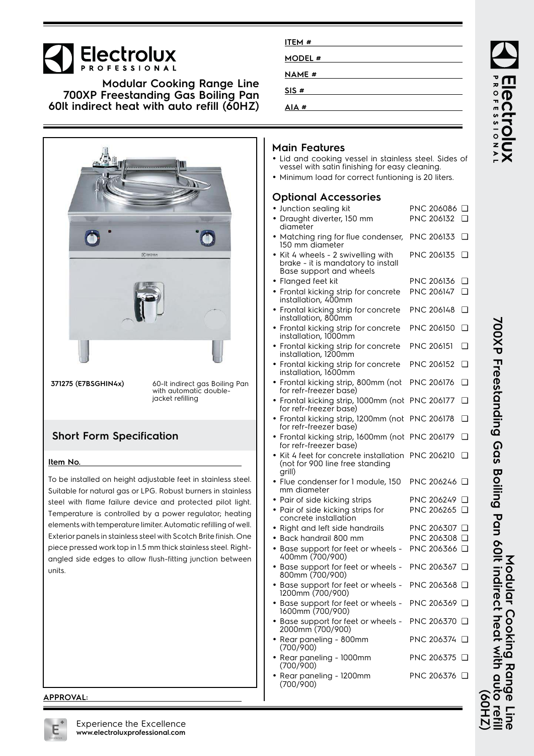# Electrolux PROFESSIONAL

**Modular Cooking Range Line**
**700XP Freestanding Gas Boiling Pan**
**60lt indirect heat with auto refill (60HZ)**

ITEM #
MODEL #
NAME #
SIS #
AIA #

**371275 (E7BSGHIN4x)** 60-lt indirect gas Boiling Pan with automatic double-jacket refilling

## Short Form Specification

**Item No.**

To be installed on height adjustable feet in stainless steel. Suitable for natural gas or LPG. Robust burners in stainless steel with flame failure device and protected pilot light. Temperature is controlled by a power regulator; heating elements with temperature limiter. Automatic refilling of well. Exterior panels in stainless steel with Scotch Brite finish. One piece pressed work top in 1.5 mm thick stainless steel. Right-angled side edges to allow flush-fitting junction between units.

**APPROVAL:**

## Main Features

- Lid and cooking vessel in stainless steel. Sides of vessel with satin finishing for easy cleaning.
- Minimum load for correct funtioning is 20 liters.

## Optional Accessories

- Junction sealing kit PNC 206086 ❑
- Draught diverter, 150 mm diameter PNC 206132 ❑
- Matching ring for flue condenser, 150 mm diameter PNC 206133 ❑
- Kit 4 wheels - 2 swivelling with brake - it is mandatory to install Base support and wheels PNC 206135 ❑
- Flanged feet kit PNC 206136 ❑
- Frontal kicking strip for concrete installation, 400mm PNC 206147 ❑
- Frontal kicking strip for concrete installation, 800mm PNC 206148 ❑
- Frontal kicking strip for concrete installation, 1000mm PNC 206150 ❑
- Frontal kicking strip for concrete installation, 1200mm PNC 206151 ❑
- Frontal kicking strip for concrete installation, 1600mm PNC 206152 ❑
- Frontal kicking strip, 800mm (not for refr-freezer base) PNC 206176 ❑
- Frontal kicking strip, 1000mm (not for refr-freezer base) PNC 206177 ❑
- Frontal kicking strip, 1200mm (not for refr-freezer base) PNC 206178 ❑
- Frontal kicking strip, 1600mm (not for refr-freezer base) PNC 206179 ❑
- Kit 4 feet for concrete installation (not for 900 line free standing grill) PNC 206210 ❑
- Flue condenser for 1 module, 150 mm diameter PNC 206246 ❑
- Pair of side kicking strips PNC 206249 ❑
- Pair of side kicking strips for concrete installation PNC 206265 ❑
- Right and left side handrails PNC 206307 ❑
- Back handrail 800 mm PNC 206308 ❑
- Base support for feet or wheels - 400mm (700/900) PNC 206366 ❑
- Base support for feet or wheels - 800mm (700/900) PNC 206367 ❑
- Base support for feet or wheels - 1200mm (700/900) PNC 206368 ❑
- Base support for feet or wheels - 1600mm (700/900) PNC 206369 ❑
- Base support for feet or wheels - 2000mm (700/900) PNC 206370 ❑
- Rear paneling - 800mm (700/900) PNC 206374 ❑
- Rear paneling - 1000mm (700/900) PNC 206375 ❑
- Rear paneling - 1200mm (700/900) PNC 206376 ❑

Experience the Excellence
**www.electroluxprofessional.com**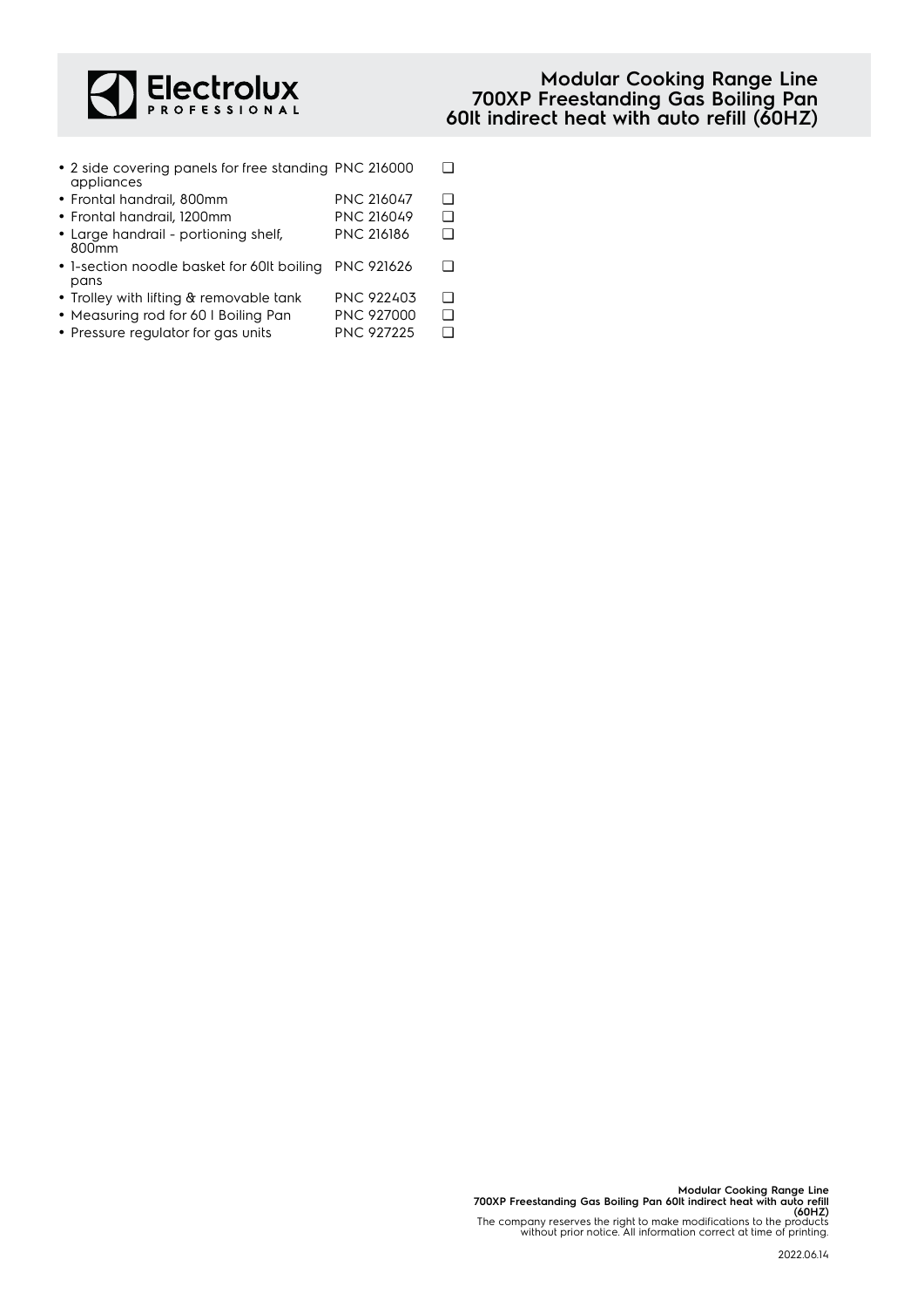- 2 side covering panels for free standing appliances PNC 216000 ❑
- Frontal handrail, 800mm PNC 216047 ❑
- Frontal handrail, 1200mm PNC 216049 ❑
- Large handrail - portioning shelf, 800mm PNC 216186 ❑
- 1-section noodle basket for 60lt boiling pans PNC 921626 ❑
- Trolley with lifting & removable tank PNC 922403 ❑
- Measuring rod for 60 l Boiling Pan PNC 927000 ❑
- Pressure regulator for gas units PNC 927225 ❑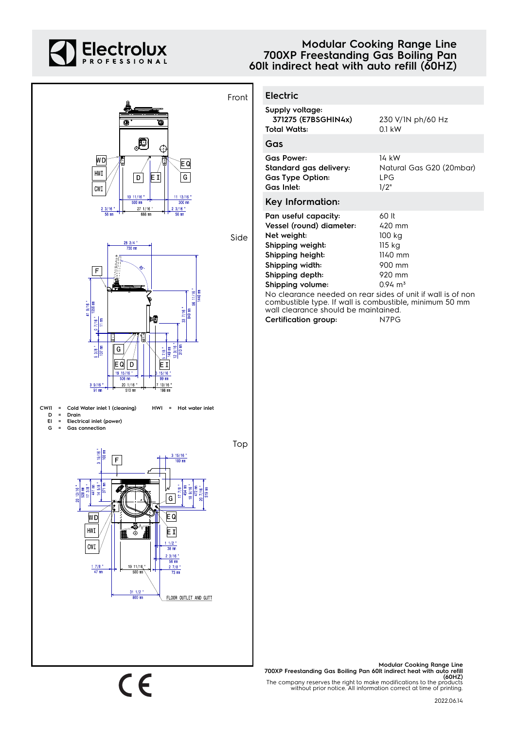# Modular Cooking Range Line
# 700XP Freestanding Gas Boiling Pan 60lt indirect heat with auto refill (60HZ)

Front

Side

Top

CWI1 = Cold Water inlet 1 (cleaning)
HWI = Hot water inlet
D = Drain
EI = Electrical inlet (power)
G = Gas connection

## Electric

| | |
|---|---|
| **Supply voltage:** | |
| **371275 (E7BSGHIN4x)** | 230 V/1N ph/60 Hz |
| **Total Watts:** | 0.1 kW |

## Gas

| | |
|---|---|
| **Gas Power:** | 14 kW |
| **Standard gas delivery:** | Natural Gas G20 (20mbar) |
| **Gas Type Option:** | LPG |
| **Gas Inlet:** | 1/2" |

## Key Information:

| | |
|---|---|
| **Pan useful capacity:** | 60 lt |
| **Vessel (round) diameter:** | 420 mm |
| **Net weight:** | 100 kg |
| **Shipping weight:** | 115 kg |
| **Shipping height:** | 1140 mm |
| **Shipping width:** | 900 mm |
| **Shipping depth:** | 920 mm |
| **Shipping volume:** | 0.94 m³ |

No clearance needed on rear sides of unit if wall is of non combustible type. If wall is combustible, minimum 50 mm wall clearance should be maintained.

**Certification group:** N7PG

The company reserves the right to make modifications to the products without prior notice. All information correct at time of printing.

2022.06.14